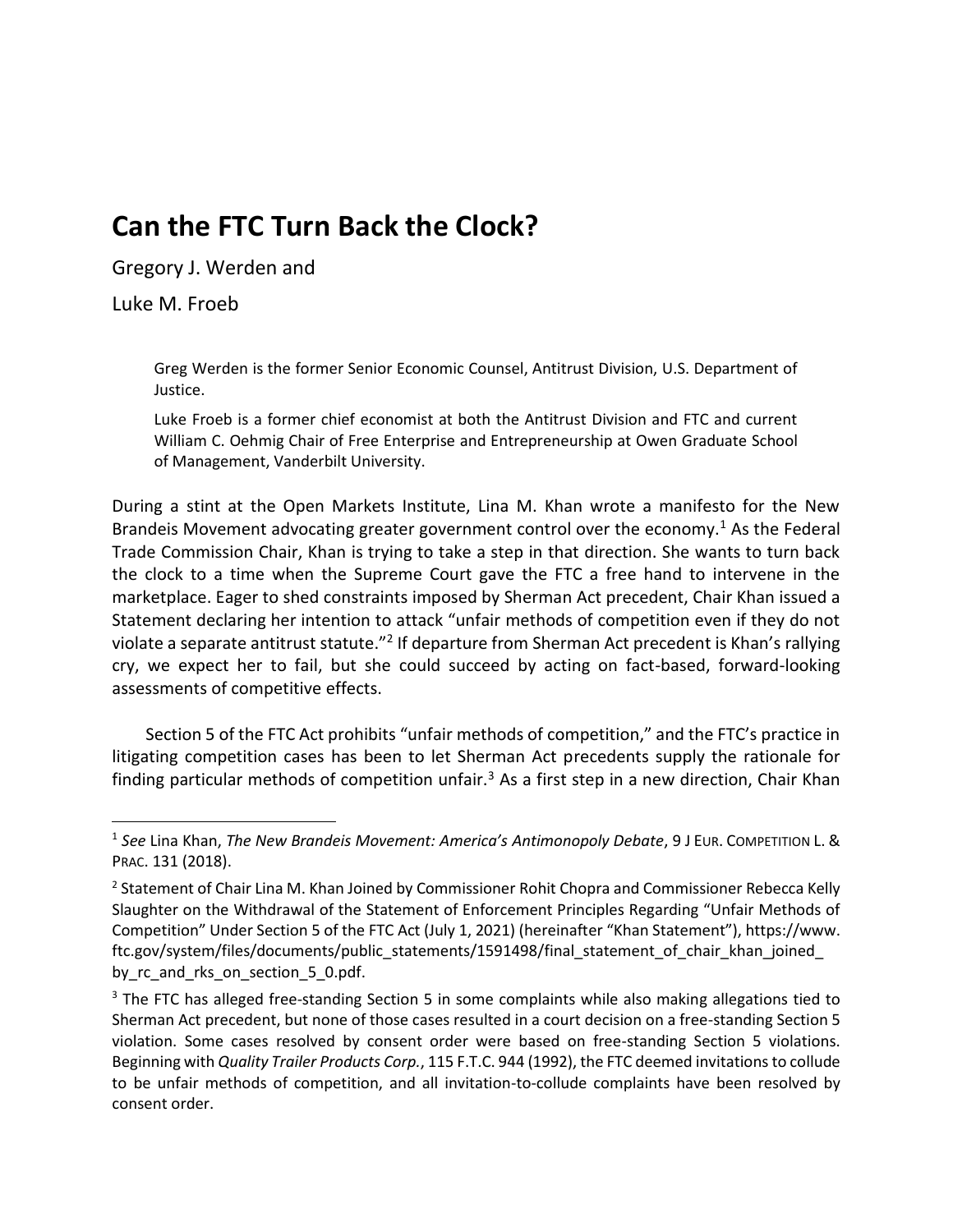# Can the FTC Turn Back the Clock?

Gregory J. Werden and

Luke M. Froeb

> Greg Werden is the former Senior Economic Counsel, Antitrust Division, U.S. Department of Justice.
>
> Luke Froeb is a former chief economist at both the Antitrust Division and FTC and current William C. Oehmig Chair of Free Enterprise and Entrepreneurship at Owen Graduate School of Management, Vanderbilt University.

During a stint at the Open Markets Institute, Lina M. Khan wrote a manifesto for the New Brandeis Movement advocating greater government control over the economy.[1] As the Federal Trade Commission Chair, Khan is trying to take a step in that direction. She wants to turn back the clock to a time when the Supreme Court gave the FTC a free hand to intervene in the marketplace. Eager to shed constraints imposed by Sherman Act precedent, Chair Khan issued a Statement declaring her intention to attack "unfair methods of competition even if they do not violate a separate antitrust statute."[2] If departure from Sherman Act precedent is Khan's rallying cry, we expect her to fail, but she could succeed by acting on fact-based, forward-looking assessments of competitive effects.

Section 5 of the FTC Act prohibits "unfair methods of competition," and the FTC's practice in litigating competition cases has been to let Sherman Act precedents supply the rationale for finding particular methods of competition unfair.[3] As a first step in a new direction, Chair Khan

---

[1] *See* Lina Khan, *The New Brandeis Movement: America's Antimonopoly Debate*, 9 J EUR. COMPETITION L. & PRAC. 131 (2018).

[2] Statement of Chair Lina M. Khan Joined by Commissioner Rohit Chopra and Commissioner Rebecca Kelly Slaughter on the Withdrawal of the Statement of Enforcement Principles Regarding "Unfair Methods of Competition" Under Section 5 of the FTC Act (July 1, 2021) (hereinafter "Khan Statement"), https://www.ftc.gov/system/files/documents/public_statements/1591498/final_statement_of_chair_khan_joined_by_rc_and_rks_on_section_5_0.pdf.

[3] The FTC has alleged free-standing Section 5 in some complaints while also making allegations tied to Sherman Act precedent, but none of those cases resulted in a court decision on a free-standing Section 5 violation. Some cases resolved by consent order were based on free-standing Section 5 violations. Beginning with *Quality Trailer Products Corp.*, 115 F.T.C. 944 (1992), the FTC deemed invitations to collude to be unfair methods of competition, and all invitation-to-collude complaints have been resolved by consent order.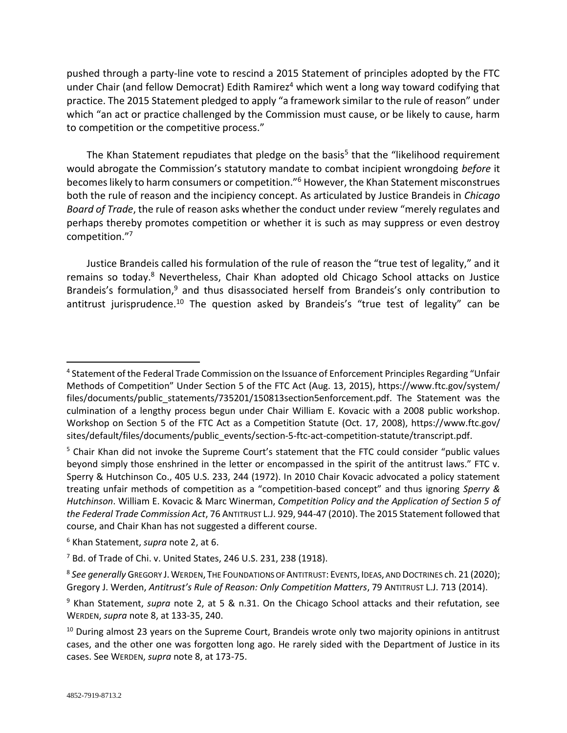pushed through a party-line vote to rescind a 2015 Statement of principles adopted by the FTC under Chair (and fellow Democrat) Edith Ramirez[4] which went a long way toward codifying that practice. The 2015 Statement pledged to apply "a framework similar to the rule of reason" under which "an act or practice challenged by the Commission must cause, or be likely to cause, harm to competition or the competitive process."

The Khan Statement repudiates that pledge on the basis[5] that the "likelihood requirement would abrogate the Commission's statutory mandate to combat incipient wrongdoing *before* it becomes likely to harm consumers or competition."[6] However, the Khan Statement misconstrues both the rule of reason and the incipiency concept. As articulated by Justice Brandeis in *Chicago Board of Trade*, the rule of reason asks whether the conduct under review "merely regulates and perhaps thereby promotes competition or whether it is such as may suppress or even destroy competition."[7]

Justice Brandeis called his formulation of the rule of reason the "true test of legality," and it remains so today.[8] Nevertheless, Chair Khan adopted old Chicago School attacks on Justice Brandeis's formulation,[9] and thus disassociated herself from Brandeis's only contribution to antitrust jurisprudence.[10] The question asked by Brandeis's "true test of legality" can be

---

[4] Statement of the Federal Trade Commission on the Issuance of Enforcement Principles Regarding "Unfair Methods of Competition" Under Section 5 of the FTC Act (Aug. 13, 2015), https://www.ftc.gov/system/files/documents/public_statements/735201/150813section5enforcement.pdf. The Statement was the culmination of a lengthy process begun under Chair William E. Kovacic with a 2008 public workshop. Workshop on Section 5 of the FTC Act as a Competition Statute (Oct. 17, 2008), https://www.ftc.gov/sites/default/files/documents/public_events/section-5-ftc-act-competition-statute/transcript.pdf.

[5] Chair Khan did not invoke the Supreme Court's statement that the FTC could consider "public values beyond simply those enshrined in the letter or encompassed in the spirit of the antitrust laws." FTC v. Sperry & Hutchinson Co., 405 U.S. 233, 244 (1972). In 2010 Chair Kovacic advocated a policy statement treating unfair methods of competition as a "competition-based concept" and thus ignoring *Sperry & Hutchinson*. William E. Kovacic & Marc Winerman, *Competition Policy and the Application of Section 5 of the Federal Trade Commission Act*, 76 ANTITRUST L.J. 929, 944-47 (2010). The 2015 Statement followed that course, and Chair Khan has not suggested a different course.

[6] Khan Statement, *supra* note 2, at 6.

[7] Bd. of Trade of Chi. v. United States, 246 U.S. 231, 238 (1918).

[8] *See generally* GREGORY J. WERDEN, THE FOUNDATIONS OF ANTITRUST: EVENTS, IDEAS, AND DOCTRINES ch. 21 (2020); Gregory J. Werden, *Antitrust's Rule of Reason: Only Competition Matters*, 79 ANTITRUST L.J. 713 (2014).

[9] Khan Statement, *supra* note 2, at 5 & n.31. On the Chicago School attacks and their refutation, see WERDEN, *supra* note 8, at 133-35, 240.

[10] During almost 23 years on the Supreme Court, Brandeis wrote only two majority opinions in antitrust cases, and the other one was forgotten long ago. He rarely sided with the Department of Justice in its cases. See WERDEN, *supra* note 8, at 173-75.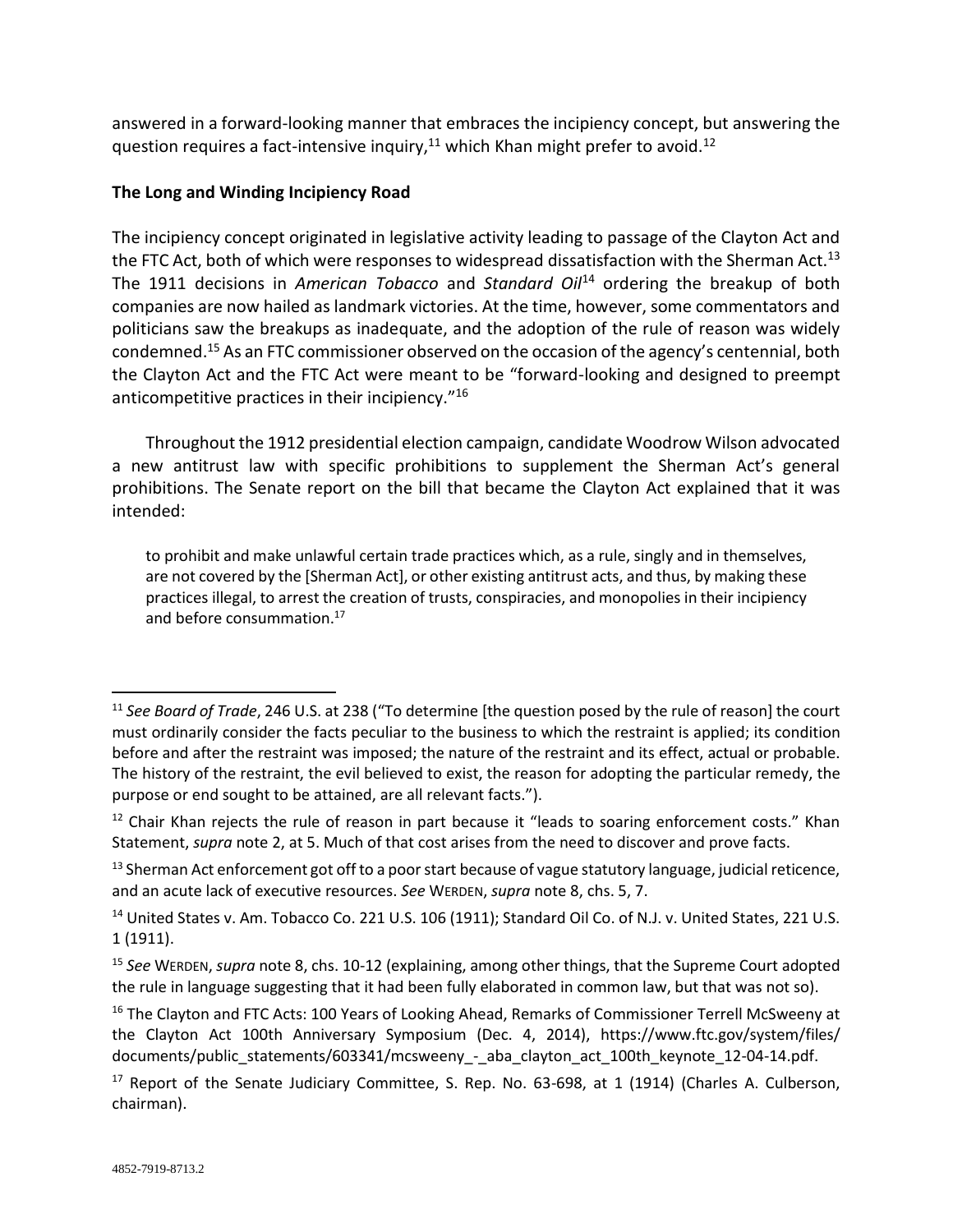answered in a forward-looking manner that embraces the incipiency concept, but answering the question requires a fact-intensive inquiry,[11] which Khan might prefer to avoid.[12]

**The Long and Winding Incipiency Road**

The incipiency concept originated in legislative activity leading to passage of the Clayton Act and the FTC Act, both of which were responses to widespread dissatisfaction with the Sherman Act.[13] The 1911 decisions in *American Tobacco* and *Standard Oil*[14] ordering the breakup of both companies are now hailed as landmark victories. At the time, however, some commentators and politicians saw the breakups as inadequate, and the adoption of the rule of reason was widely condemned.[15] As an FTC commissioner observed on the occasion of the agency's centennial, both the Clayton Act and the FTC Act were meant to be "forward-looking and designed to preempt anticompetitive practices in their incipiency."[16]

Throughout the 1912 presidential election campaign, candidate Woodrow Wilson advocated a new antitrust law with specific prohibitions to supplement the Sherman Act's general prohibitions. The Senate report on the bill that became the Clayton Act explained that it was intended:

> to prohibit and make unlawful certain trade practices which, as a rule, singly and in themselves, are not covered by the [Sherman Act], or other existing antitrust acts, and thus, by making these practices illegal, to arrest the creation of trusts, conspiracies, and monopolies in their incipiency and before consummation.[17]

---

[11] *See Board of Trade*, 246 U.S. at 238 ("To determine [the question posed by the rule of reason] the court must ordinarily consider the facts peculiar to the business to which the restraint is applied; its condition before and after the restraint was imposed; the nature of the restraint and its effect, actual or probable. The history of the restraint, the evil believed to exist, the reason for adopting the particular remedy, the purpose or end sought to be attained, are all relevant facts.").

[12] Chair Khan rejects the rule of reason in part because it "leads to soaring enforcement costs." Khan Statement, *supra* note 2, at 5. Much of that cost arises from the need to discover and prove facts.

[13] Sherman Act enforcement got off to a poor start because of vague statutory language, judicial reticence, and an acute lack of executive resources. *See* WERDEN, *supra* note 8, chs. 5, 7.

[14] United States v. Am. Tobacco Co. 221 U.S. 106 (1911); Standard Oil Co. of N.J. v. United States, 221 U.S. 1 (1911).

[15] *See* WERDEN, *supra* note 8, chs. 10-12 (explaining, among other things, that the Supreme Court adopted the rule in language suggesting that it had been fully elaborated in common law, but that was not so).

[16] The Clayton and FTC Acts: 100 Years of Looking Ahead, Remarks of Commissioner Terrell McSweeny at the Clayton Act 100th Anniversary Symposium (Dec. 4, 2014), https://www.ftc.gov/system/files/documents/public_statements/603341/mcsweeny_-_aba_clayton_act_100th_keynote_12-04-14.pdf.

[17] Report of the Senate Judiciary Committee, S. Rep. No. 63-698, at 1 (1914) (Charles A. Culberson, chairman).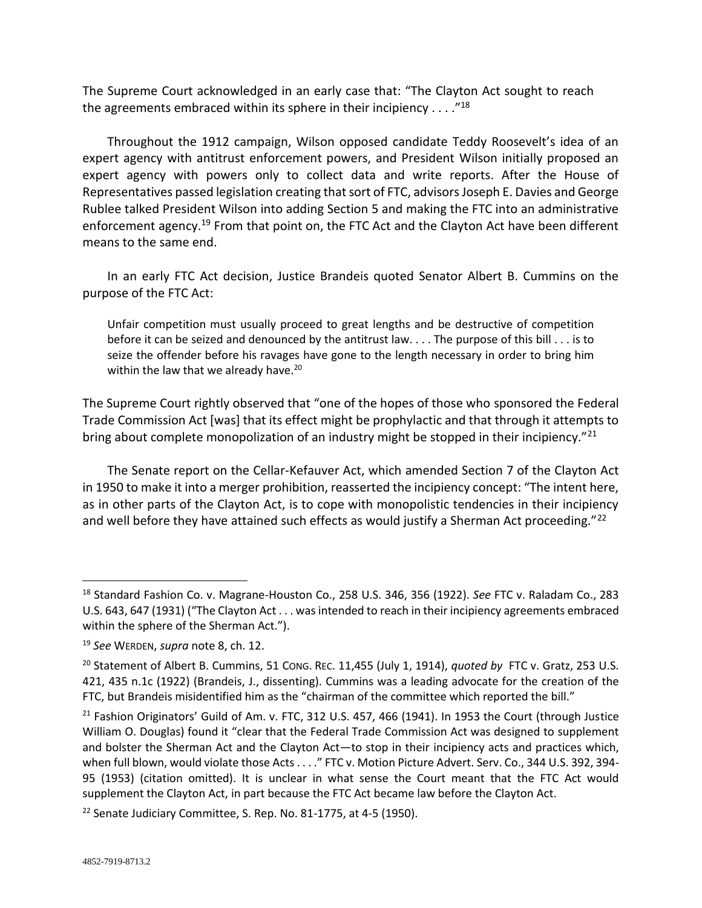The Supreme Court acknowledged in an early case that: "The Clayton Act sought to reach the agreements embraced within its sphere in their incipiency . . . ."[18]

Throughout the 1912 campaign, Wilson opposed candidate Teddy Roosevelt's idea of an expert agency with antitrust enforcement powers, and President Wilson initially proposed an expert agency with powers only to collect data and write reports. After the House of Representatives passed legislation creating that sort of FTC, advisors Joseph E. Davies and George Rublee talked President Wilson into adding Section 5 and making the FTC into an administrative enforcement agency.[19] From that point on, the FTC Act and the Clayton Act have been different means to the same end.

In an early FTC Act decision, Justice Brandeis quoted Senator Albert B. Cummins on the purpose of the FTC Act:

> Unfair competition must usually proceed to great lengths and be destructive of competition before it can be seized and denounced by the antitrust law. . . . The purpose of this bill . . . is to seize the offender before his ravages have gone to the length necessary in order to bring him within the law that we already have.[20]

The Supreme Court rightly observed that "one of the hopes of those who sponsored the Federal Trade Commission Act [was] that its effect might be prophylactic and that through it attempts to bring about complete monopolization of an industry might be stopped in their incipiency."[21]

The Senate report on the Cellar-Kefauver Act, which amended Section 7 of the Clayton Act in 1950 to make it into a merger prohibition, reasserted the incipiency concept: "The intent here, as in other parts of the Clayton Act, is to cope with monopolistic tendencies in their incipiency and well before they have attained such effects as would justify a Sherman Act proceeding."[22]

---

[18] Standard Fashion Co. v. Magrane-Houston Co., 258 U.S. 346, 356 (1922). *See* FTC v. Raladam Co., 283 U.S. 643, 647 (1931) ("The Clayton Act . . . was intended to reach in their incipiency agreements embraced within the sphere of the Sherman Act.").

[19] *See* WERDEN, *supra* note 8, ch. 12.

[20] Statement of Albert B. Cummins, 51 CONG. REC. 11,455 (July 1, 1914), *quoted by* FTC v. Gratz, 253 U.S. 421, 435 n.1c (1922) (Brandeis, J., dissenting). Cummins was a leading advocate for the creation of the FTC, but Brandeis misidentified him as the "chairman of the committee which reported the bill."

[21] Fashion Originators' Guild of Am. v. FTC, 312 U.S. 457, 466 (1941). In 1953 the Court (through Justice William O. Douglas) found it "clear that the Federal Trade Commission Act was designed to supplement and bolster the Sherman Act and the Clayton Act—to stop in their incipiency acts and practices which, when full blown, would violate those Acts . . . ." FTC v. Motion Picture Advert. Serv. Co., 344 U.S. 392, 394-95 (1953) (citation omitted). It is unclear in what sense the Court meant that the FTC Act would supplement the Clayton Act, in part because the FTC Act became law before the Clayton Act.

[22] Senate Judiciary Committee, S. Rep. No. 81-1775, at 4-5 (1950).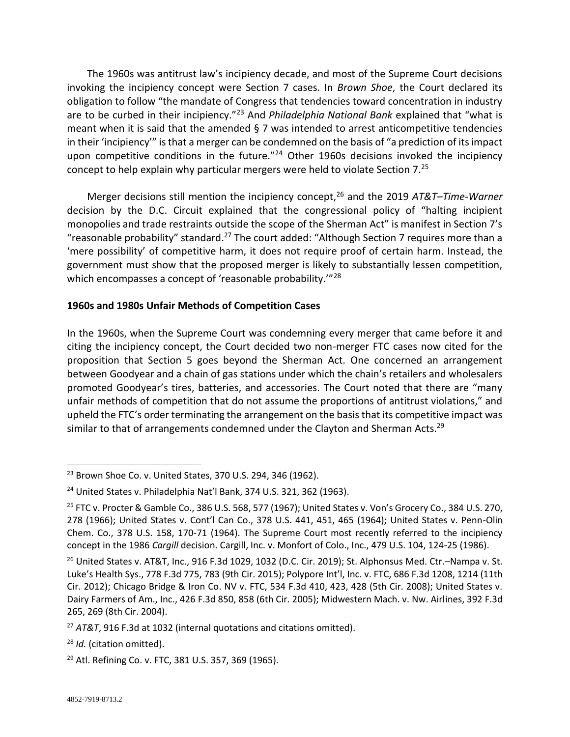The 1960s was antitrust law's incipiency decade, and most of the Supreme Court decisions invoking the incipiency concept were Section 7 cases. In *Brown Shoe*, the Court declared its obligation to follow "the mandate of Congress that tendencies toward concentration in industry are to be curbed in their incipiency."[23] And *Philadelphia National Bank* explained that "what is meant when it is said that the amended § 7 was intended to arrest anticompetitive tendencies in their 'incipiency'" is that a merger can be condemned on the basis of "a prediction of its impact upon competitive conditions in the future."[24] Other 1960s decisions invoked the incipiency concept to help explain why particular mergers were held to violate Section 7.[25]

Merger decisions still mention the incipiency concept,[26] and the 2019 *AT&T–Time-Warner* decision by the D.C. Circuit explained that the congressional policy of "halting incipient monopolies and trade restraints outside the scope of the Sherman Act" is manifest in Section 7's "reasonable probability" standard.[27] The court added: "Although Section 7 requires more than a 'mere possibility' of competitive harm, it does not require proof of certain harm. Instead, the government must show that the proposed merger is likely to substantially lessen competition, which encompasses a concept of 'reasonable probability.'"[28]

**1960s and 1980s Unfair Methods of Competition Cases**

In the 1960s, when the Supreme Court was condemning every merger that came before it and citing the incipiency concept, the Court decided two non-merger FTC cases now cited for the proposition that Section 5 goes beyond the Sherman Act. One concerned an arrangement between Goodyear and a chain of gas stations under which the chain's retailers and wholesalers promoted Goodyear's tires, batteries, and accessories. The Court noted that there are "many unfair methods of competition that do not assume the proportions of antitrust violations," and upheld the FTC's order terminating the arrangement on the basis that its competitive impact was similar to that of arrangements condemned under the Clayton and Sherman Acts.[29]

---

[23] Brown Shoe Co. v. United States, 370 U.S. 294, 346 (1962).

[24] United States v. Philadelphia Nat'l Bank, 374 U.S. 321, 362 (1963).

[25] FTC v. Procter & Gamble Co., 386 U.S. 568, 577 (1967); United States v. Von's Grocery Co., 384 U.S. 270, 278 (1966); United States v. Cont'l Can Co., 378 U.S. 441, 451, 465 (1964); United States v. Penn-Olin Chem. Co., 378 U.S. 158, 170-71 (1964). The Supreme Court most recently referred to the incipiency concept in the 1986 *Cargill* decision. Cargill, Inc. v. Monfort of Colo., Inc., 479 U.S. 104, 124-25 (1986).

[26] United States v. AT&T, Inc., 916 F.3d 1029, 1032 (D.C. Cir. 2019); St. Alphonsus Med. Ctr.–Nampa v. St. Luke's Health Sys., 778 F.3d 775, 783 (9th Cir. 2015); Polypore Int'l, Inc. v. FTC, 686 F.3d 1208, 1214 (11th Cir. 2012); Chicago Bridge & Iron Co. NV v. FTC, 534 F.3d 410, 423, 428 (5th Cir. 2008); United States v. Dairy Farmers of Am., Inc., 426 F.3d 850, 858 (6th Cir. 2005); Midwestern Mach. v. Nw. Airlines, 392 F.3d 265, 269 (8th Cir. 2004).

[27] *AT&T*, 916 F.3d at 1032 (internal quotations and citations omitted).

[28] *Id.* (citation omitted).

[29] Atl. Refining Co. v. FTC, 381 U.S. 357, 369 (1965).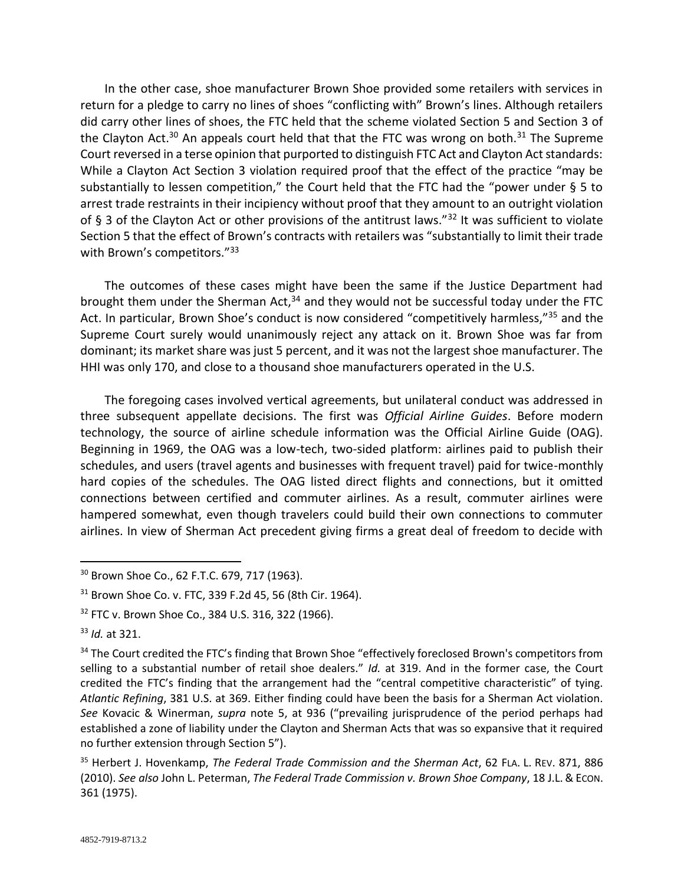In the other case, shoe manufacturer Brown Shoe provided some retailers with services in return for a pledge to carry no lines of shoes "conflicting with" Brown's lines. Although retailers did carry other lines of shoes, the FTC held that the scheme violated Section 5 and Section 3 of the Clayton Act.[30] An appeals court held that that the FTC was wrong on both.[31] The Supreme Court reversed in a terse opinion that purported to distinguish FTC Act and Clayton Act standards: While a Clayton Act Section 3 violation required proof that the effect of the practice "may be substantially to lessen competition," the Court held that the FTC had the "power under § 5 to arrest trade restraints in their incipiency without proof that they amount to an outright violation of § 3 of the Clayton Act or other provisions of the antitrust laws."[32] It was sufficient to violate Section 5 that the effect of Brown's contracts with retailers was "substantially to limit their trade with Brown's competitors."[33]

The outcomes of these cases might have been the same if the Justice Department had brought them under the Sherman Act,[34] and they would not be successful today under the FTC Act. In particular, Brown Shoe's conduct is now considered "competitively harmless,"[35] and the Supreme Court surely would unanimously reject any attack on it. Brown Shoe was far from dominant; its market share was just 5 percent, and it was not the largest shoe manufacturer. The HHI was only 170, and close to a thousand shoe manufacturers operated in the U.S.

The foregoing cases involved vertical agreements, but unilateral conduct was addressed in three subsequent appellate decisions. The first was *Official Airline Guides*. Before modern technology, the source of airline schedule information was the Official Airline Guide (OAG). Beginning in 1969, the OAG was a low-tech, two-sided platform: airlines paid to publish their schedules, and users (travel agents and businesses with frequent travel) paid for twice-monthly hard copies of the schedules. The OAG listed direct flights and connections, but it omitted connections between certified and commuter airlines. As a result, commuter airlines were hampered somewhat, even though travelers could build their own connections to commuter airlines. In view of Sherman Act precedent giving firms a great deal of freedom to decide with

---

[30] Brown Shoe Co., 62 F.T.C. 679, 717 (1963).

[31] Brown Shoe Co. v. FTC, 339 F.2d 45, 56 (8th Cir. 1964).

[32] FTC v. Brown Shoe Co., 384 U.S. 316, 322 (1966).

[33] *Id.* at 321.

[34] The Court credited the FTC's finding that Brown Shoe "effectively foreclosed Brown's competitors from selling to a substantial number of retail shoe dealers." *Id.* at 319. And in the former case, the Court credited the FTC's finding that the arrangement had the "central competitive characteristic" of tying. *Atlantic Refining*, 381 U.S. at 369. Either finding could have been the basis for a Sherman Act violation. *See* Kovacic & Winerman, *supra* note 5, at 936 ("prevailing jurisprudence of the period perhaps had established a zone of liability under the Clayton and Sherman Acts that was so expansive that it required no further extension through Section 5").

[35] Herbert J. Hovenkamp, *The Federal Trade Commission and the Sherman Act*, 62 FLA. L. REV. 871, 886 (2010). *See also* John L. Peterman, *The Federal Trade Commission v. Brown Shoe Company*, 18 J.L. & ECON. 361 (1975).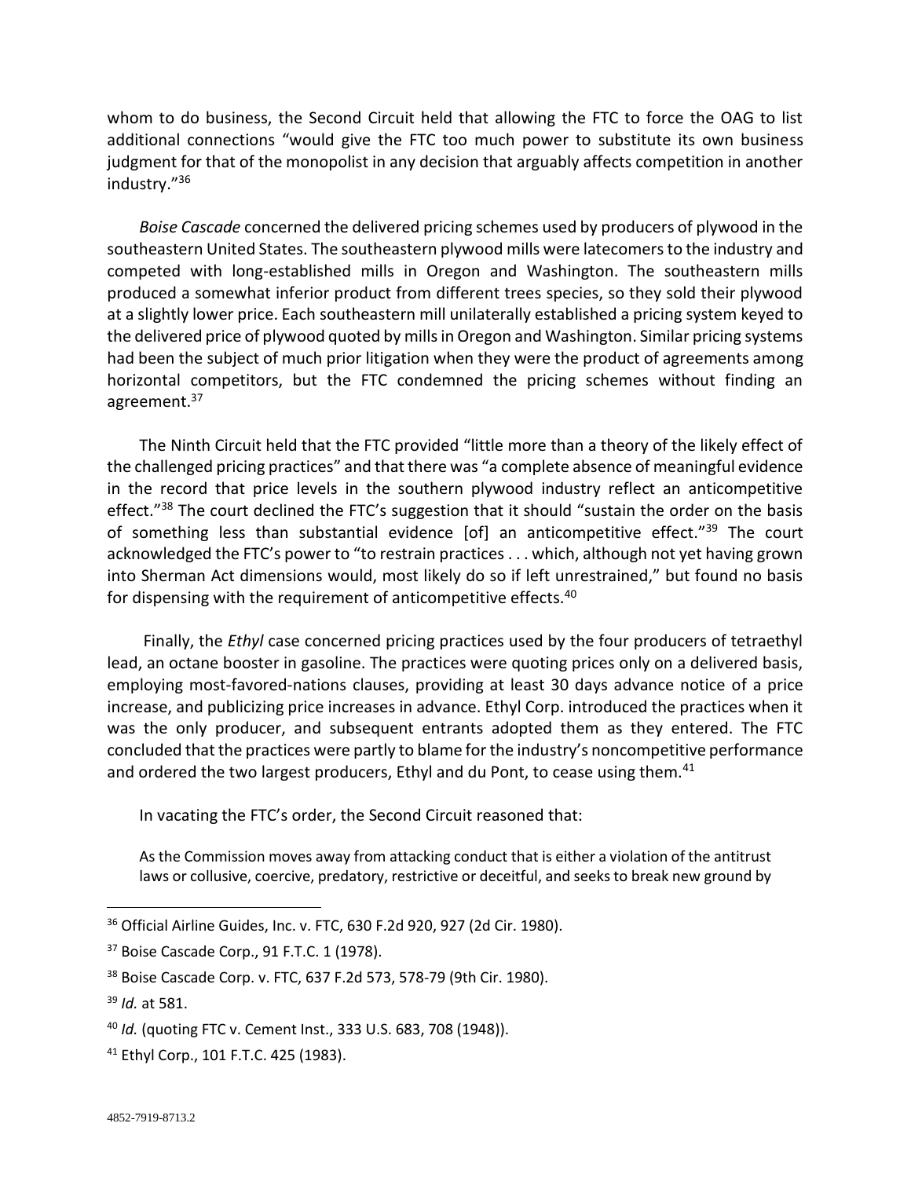whom to do business, the Second Circuit held that allowing the FTC to force the OAG to list additional connections "would give the FTC too much power to substitute its own business judgment for that of the monopolist in any decision that arguably affects competition in another industry."[36]

*Boise Cascade* concerned the delivered pricing schemes used by producers of plywood in the southeastern United States. The southeastern plywood mills were latecomers to the industry and competed with long-established mills in Oregon and Washington. The southeastern mills produced a somewhat inferior product from different trees species, so they sold their plywood at a slightly lower price. Each southeastern mill unilaterally established a pricing system keyed to the delivered price of plywood quoted by mills in Oregon and Washington. Similar pricing systems had been the subject of much prior litigation when they were the product of agreements among horizontal competitors, but the FTC condemned the pricing schemes without finding an agreement.[37]

The Ninth Circuit held that the FTC provided "little more than a theory of the likely effect of the challenged pricing practices" and that there was "a complete absence of meaningful evidence in the record that price levels in the southern plywood industry reflect an anticompetitive effect."[38] The court declined the FTC's suggestion that it should "sustain the order on the basis of something less than substantial evidence [of] an anticompetitive effect."[39] The court acknowledged the FTC's power to "to restrain practices . . . which, although not yet having grown into Sherman Act dimensions would, most likely do so if left unrestrained," but found no basis for dispensing with the requirement of anticompetitive effects.[40]

Finally, the *Ethyl* case concerned pricing practices used by the four producers of tetraethyl lead, an octane booster in gasoline. The practices were quoting prices only on a delivered basis, employing most-favored-nations clauses, providing at least 30 days advance notice of a price increase, and publicizing price increases in advance. Ethyl Corp. introduced the practices when it was the only producer, and subsequent entrants adopted them as they entered. The FTC concluded that the practices were partly to blame for the industry's noncompetitive performance and ordered the two largest producers, Ethyl and du Pont, to cease using them.[41]

In vacating the FTC's order, the Second Circuit reasoned that:

> As the Commission moves away from attacking conduct that is either a violation of the antitrust laws or collusive, coercive, predatory, restrictive or deceitful, and seeks to break new ground by

---

[36] Official Airline Guides, Inc. v. FTC, 630 F.2d 920, 927 (2d Cir. 1980).

[37] Boise Cascade Corp., 91 F.T.C. 1 (1978).

[38] Boise Cascade Corp. v. FTC, 637 F.2d 573, 578-79 (9th Cir. 1980).

[39] *Id.* at 581.

[40] *Id.* (quoting FTC v. Cement Inst., 333 U.S. 683, 708 (1948)).

[41] Ethyl Corp., 101 F.T.C. 425 (1983).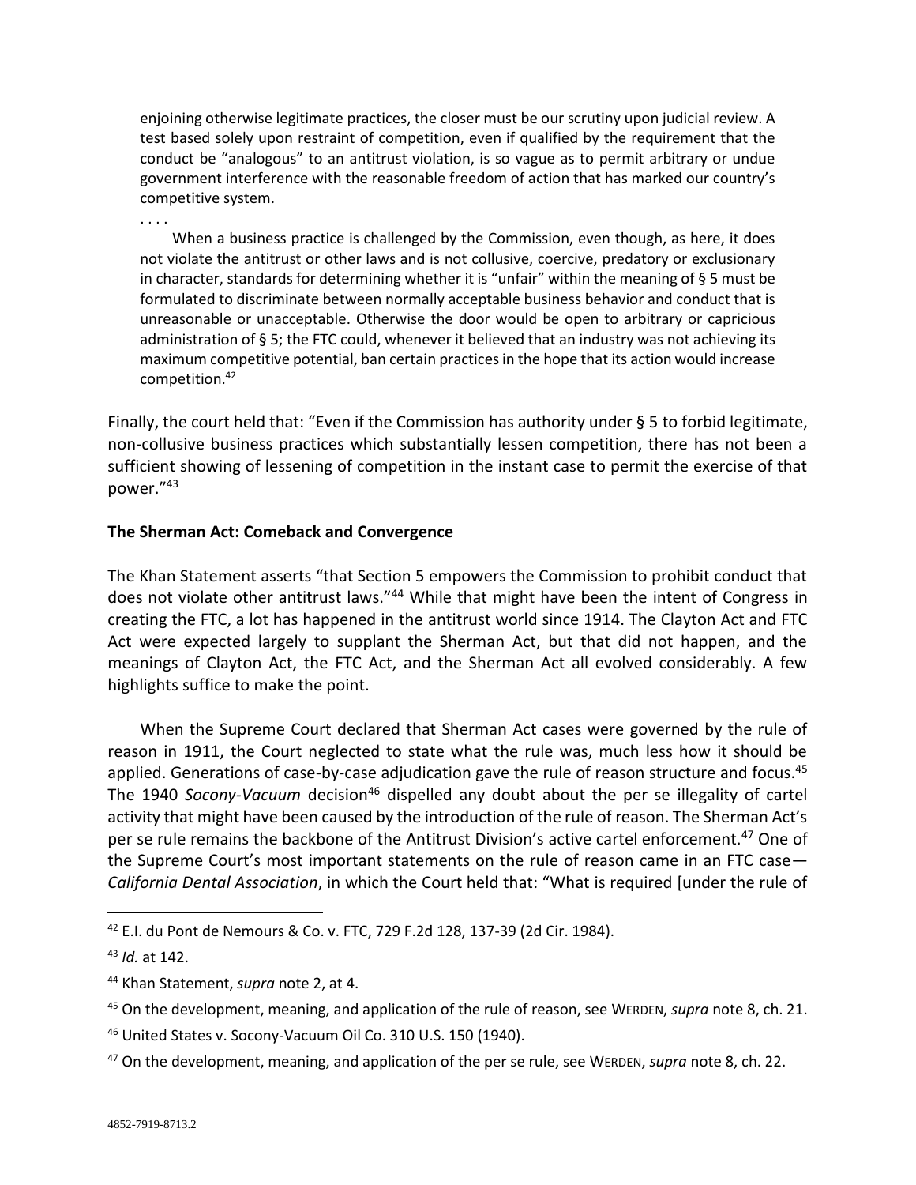> enjoining otherwise legitimate practices, the closer must be our scrutiny upon judicial review. A test based solely upon restraint of competition, even if qualified by the requirement that the conduct be "analogous" to an antitrust violation, is so vague as to permit arbitrary or undue government interference with the reasonable freedom of action that has marked our country's competitive system.
>
> . . . .
>
> When a business practice is challenged by the Commission, even though, as here, it does not violate the antitrust or other laws and is not collusive, coercive, predatory or exclusionary in character, standards for determining whether it is "unfair" within the meaning of § 5 must be formulated to discriminate between normally acceptable business behavior and conduct that is unreasonable or unacceptable. Otherwise the door would be open to arbitrary or capricious administration of § 5; the FTC could, whenever it believed that an industry was not achieving its maximum competitive potential, ban certain practices in the hope that its action would increase competition.[42]

Finally, the court held that: "Even if the Commission has authority under § 5 to forbid legitimate, non-collusive business practices which substantially lessen competition, there has not been a sufficient showing of lessening of competition in the instant case to permit the exercise of that power."[43]

**The Sherman Act: Comeback and Convergence**

The Khan Statement asserts "that Section 5 empowers the Commission to prohibit conduct that does not violate other antitrust laws."[44] While that might have been the intent of Congress in creating the FTC, a lot has happened in the antitrust world since 1914. The Clayton Act and FTC Act were expected largely to supplant the Sherman Act, but that did not happen, and the meanings of Clayton Act, the FTC Act, and the Sherman Act all evolved considerably. A few highlights suffice to make the point.

When the Supreme Court declared that Sherman Act cases were governed by the rule of reason in 1911, the Court neglected to state what the rule was, much less how it should be applied. Generations of case-by-case adjudication gave the rule of reason structure and focus.[45] The 1940 *Socony-Vacuum* decision[46] dispelled any doubt about the per se illegality of cartel activity that might have been caused by the introduction of the rule of reason. The Sherman Act's per se rule remains the backbone of the Antitrust Division's active cartel enforcement.[47] One of the Supreme Court's most important statements on the rule of reason came in an FTC case—*California Dental Association*, in which the Court held that: "What is required [under the rule of

---

[42] E.I. du Pont de Nemours & Co. v. FTC, 729 F.2d 128, 137-39 (2d Cir. 1984).

[43] *Id.* at 142.

[44] Khan Statement, *supra* note 2, at 4.

[45] On the development, meaning, and application of the rule of reason, see WERDEN, *supra* note 8, ch. 21.

[46] United States v. Socony-Vacuum Oil Co. 310 U.S. 150 (1940).

[47] On the development, meaning, and application of the per se rule, see WERDEN, *supra* note 8, ch. 22.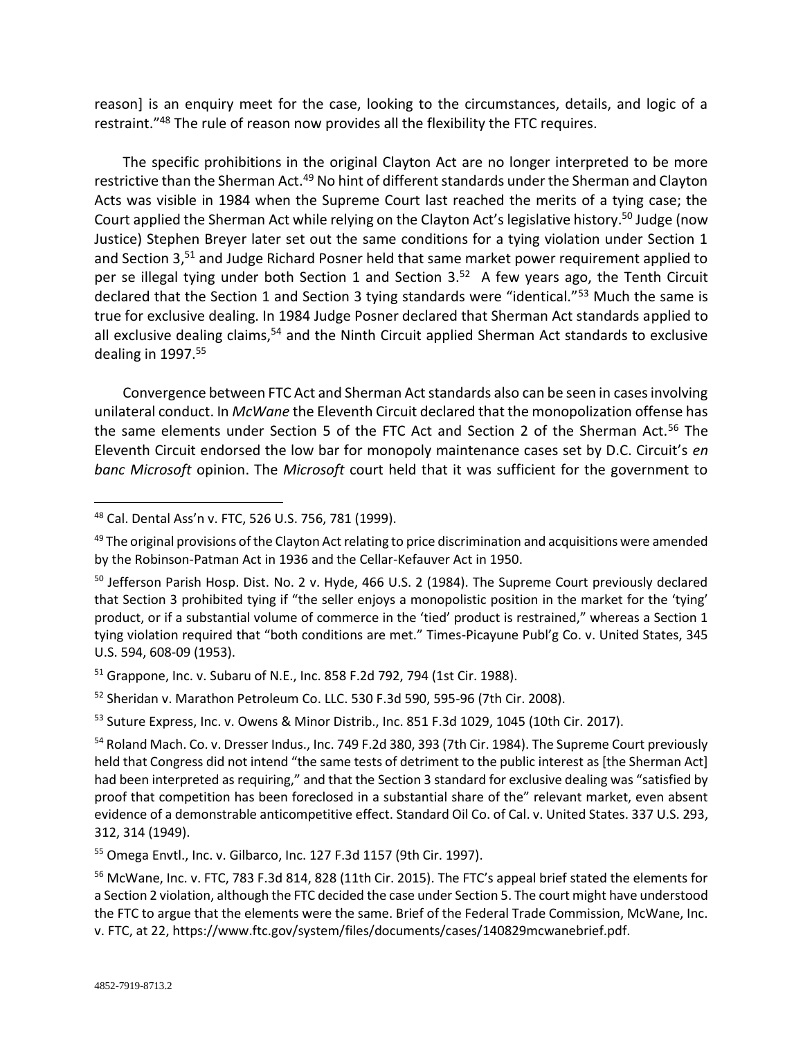reason] is an enquiry meet for the case, looking to the circumstances, details, and logic of a restraint."[48] The rule of reason now provides all the flexibility the FTC requires.

The specific prohibitions in the original Clayton Act are no longer interpreted to be more restrictive than the Sherman Act.[49] No hint of different standards under the Sherman and Clayton Acts was visible in 1984 when the Supreme Court last reached the merits of a tying case; the Court applied the Sherman Act while relying on the Clayton Act's legislative history.[50] Judge (now Justice) Stephen Breyer later set out the same conditions for a tying violation under Section 1 and Section 3,[51] and Judge Richard Posner held that same market power requirement applied to per se illegal tying under both Section 1 and Section 3.[52] A few years ago, the Tenth Circuit declared that the Section 1 and Section 3 tying standards were "identical."[53] Much the same is true for exclusive dealing. In 1984 Judge Posner declared that Sherman Act standards applied to all exclusive dealing claims,[54] and the Ninth Circuit applied Sherman Act standards to exclusive dealing in 1997.[55]

Convergence between FTC Act and Sherman Act standards also can be seen in cases involving unilateral conduct. In *McWane* the Eleventh Circuit declared that the monopolization offense has the same elements under Section 5 of the FTC Act and Section 2 of the Sherman Act.[56] The Eleventh Circuit endorsed the low bar for monopoly maintenance cases set by D.C. Circuit's *en banc Microsoft* opinion. The *Microsoft* court held that it was sufficient for the government to

---

[48] Cal. Dental Ass'n v. FTC, 526 U.S. 756, 781 (1999).

[49] The original provisions of the Clayton Act relating to price discrimination and acquisitions were amended by the Robinson-Patman Act in 1936 and the Cellar-Kefauver Act in 1950.

[50] Jefferson Parish Hosp. Dist. No. 2 v. Hyde, 466 U.S. 2 (1984). The Supreme Court previously declared that Section 3 prohibited tying if "the seller enjoys a monopolistic position in the market for the 'tying' product, or if a substantial volume of commerce in the 'tied' product is restrained," whereas a Section 1 tying violation required that "both conditions are met." Times-Picayune Publ'g Co. v. United States, 345 U.S. 594, 608-09 (1953).

[51] Grappone, Inc. v. Subaru of N.E., Inc. 858 F.2d 792, 794 (1st Cir. 1988).

[52] Sheridan v. Marathon Petroleum Co. LLC. 530 F.3d 590, 595-96 (7th Cir. 2008).

[53] Suture Express, Inc. v. Owens & Minor Distrib., Inc. 851 F.3d 1029, 1045 (10th Cir. 2017).

[54] Roland Mach. Co. v. Dresser Indus., Inc. 749 F.2d 380, 393 (7th Cir. 1984). The Supreme Court previously held that Congress did not intend "the same tests of detriment to the public interest as [the Sherman Act] had been interpreted as requiring," and that the Section 3 standard for exclusive dealing was "satisfied by proof that competition has been foreclosed in a substantial share of the" relevant market, even absent evidence of a demonstrable anticompetitive effect. Standard Oil Co. of Cal. v. United States. 337 U.S. 293, 312, 314 (1949).

[55] Omega Envtl., Inc. v. Gilbarco, Inc. 127 F.3d 1157 (9th Cir. 1997).

[56] McWane, Inc. v. FTC, 783 F.3d 814, 828 (11th Cir. 2015). The FTC's appeal brief stated the elements for a Section 2 violation, although the FTC decided the case under Section 5. The court might have understood the FTC to argue that the elements were the same. Brief of the Federal Trade Commission, McWane, Inc. v. FTC, at 22, https://www.ftc.gov/system/files/documents/cases/140829mcwanebrief.pdf.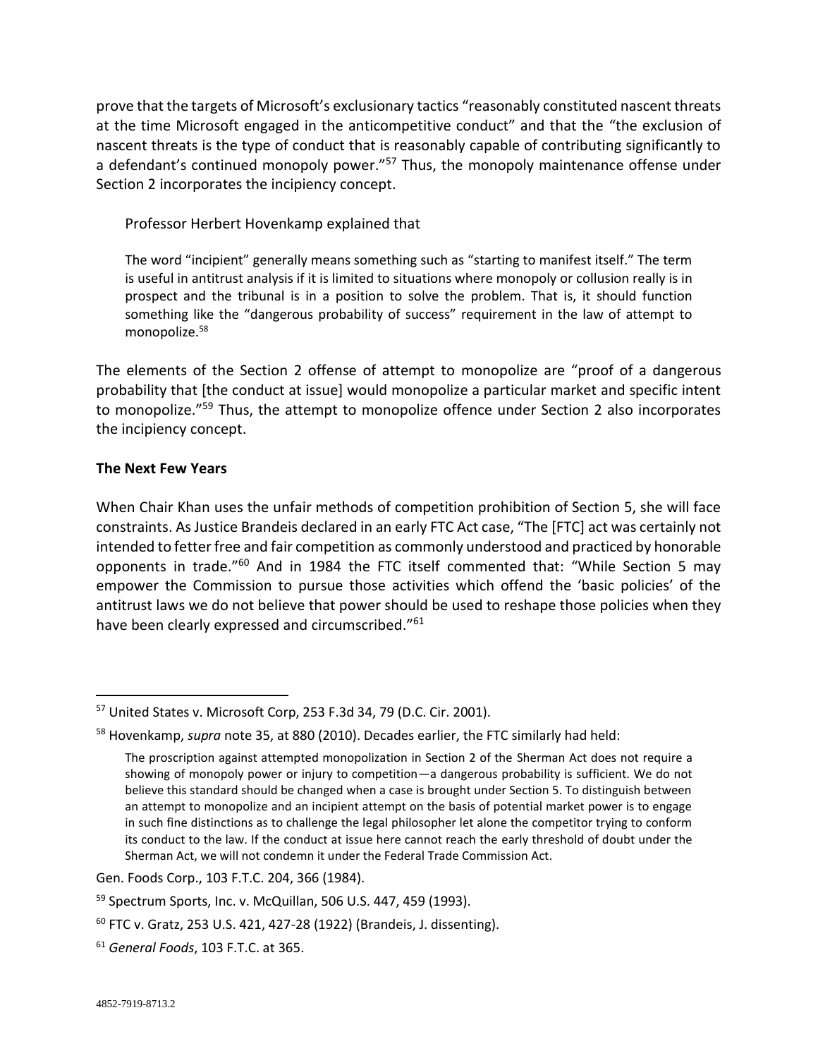prove that the targets of Microsoft's exclusionary tactics "reasonably constituted nascent threats at the time Microsoft engaged in the anticompetitive conduct" and that the "the exclusion of nascent threats is the type of conduct that is reasonably capable of contributing significantly to a defendant's continued monopoly power."[57] Thus, the monopoly maintenance offense under Section 2 incorporates the incipiency concept.

Professor Herbert Hovenkamp explained that

> The word "incipient" generally means something such as "starting to manifest itself." The term is useful in antitrust analysis if it is limited to situations where monopoly or collusion really is in prospect and the tribunal is in a position to solve the problem. That is, it should function something like the "dangerous probability of success" requirement in the law of attempt to monopolize.[58]

The elements of the Section 2 offense of attempt to monopolize are "proof of a dangerous probability that [the conduct at issue] would monopolize a particular market and specific intent to monopolize."[59] Thus, the attempt to monopolize offence under Section 2 also incorporates the incipiency concept.

**The Next Few Years**

When Chair Khan uses the unfair methods of competition prohibition of Section 5, she will face constraints. As Justice Brandeis declared in an early FTC Act case, "The [FTC] act was certainly not intended to fetter free and fair competition as commonly understood and practiced by honorable opponents in trade."[60] And in 1984 the FTC itself commented that: "While Section 5 may empower the Commission to pursue those activities which offend the 'basic policies' of the antitrust laws we do not believe that power should be used to reshape those policies when they have been clearly expressed and circumscribed."[61]

---

[57] United States v. Microsoft Corp, 253 F.3d 34, 79 (D.C. Cir. 2001).

[58] Hovenkamp, *supra* note 35, at 880 (2010). Decades earlier, the FTC similarly had held:

> The proscription against attempted monopolization in Section 2 of the Sherman Act does not require a showing of monopoly power or injury to competition—a dangerous probability is sufficient. We do not believe this standard should be changed when a case is brought under Section 5. To distinguish between an attempt to monopolize and an incipient attempt on the basis of potential market power is to engage in such fine distinctions as to challenge the legal philosopher let alone the competitor trying to conform its conduct to the law. If the conduct at issue here cannot reach the early threshold of doubt under the Sherman Act, we will not condemn it under the Federal Trade Commission Act.

Gen. Foods Corp., 103 F.T.C. 204, 366 (1984).

[59] Spectrum Sports, Inc. v. McQuillan, 506 U.S. 447, 459 (1993).

[60] FTC v. Gratz, 253 U.S. 421, 427-28 (1922) (Brandeis, J. dissenting).

[61] *General Foods*, 103 F.T.C. at 365.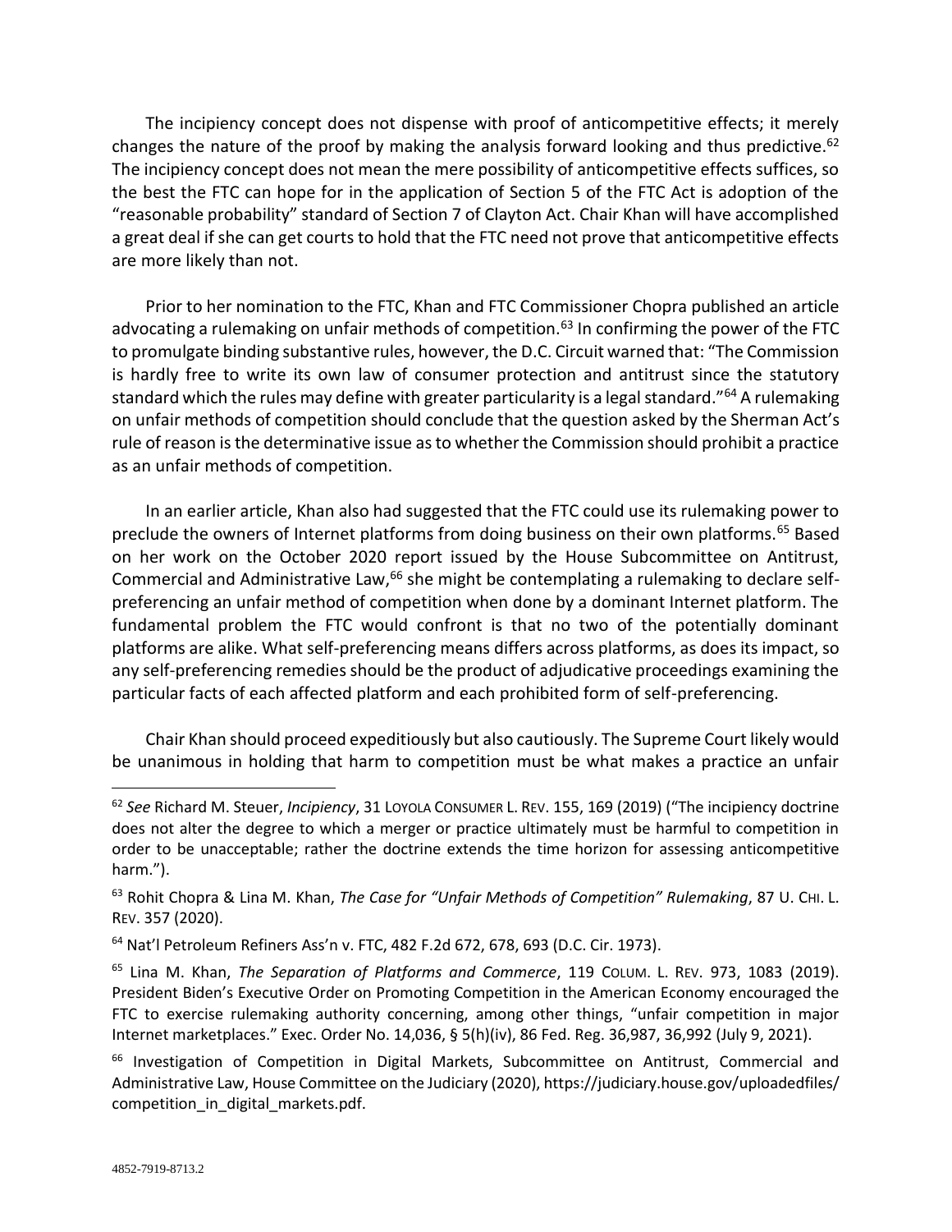The incipiency concept does not dispense with proof of anticompetitive effects; it merely changes the nature of the proof by making the analysis forward looking and thus predictive.[62] The incipiency concept does not mean the mere possibility of anticompetitive effects suffices, so the best the FTC can hope for in the application of Section 5 of the FTC Act is adoption of the "reasonable probability" standard of Section 7 of Clayton Act. Chair Khan will have accomplished a great deal if she can get courts to hold that the FTC need not prove that anticompetitive effects are more likely than not.

Prior to her nomination to the FTC, Khan and FTC Commissioner Chopra published an article advocating a rulemaking on unfair methods of competition.[63] In confirming the power of the FTC to promulgate binding substantive rules, however, the D.C. Circuit warned that: "The Commission is hardly free to write its own law of consumer protection and antitrust since the statutory standard which the rules may define with greater particularity is a legal standard."[64] A rulemaking on unfair methods of competition should conclude that the question asked by the Sherman Act's rule of reason is the determinative issue as to whether the Commission should prohibit a practice as an unfair methods of competition.

In an earlier article, Khan also had suggested that the FTC could use its rulemaking power to preclude the owners of Internet platforms from doing business on their own platforms.[65] Based on her work on the October 2020 report issued by the House Subcommittee on Antitrust, Commercial and Administrative Law,[66] she might be contemplating a rulemaking to declare self-preferencing an unfair method of competition when done by a dominant Internet platform. The fundamental problem the FTC would confront is that no two of the potentially dominant platforms are alike. What self-preferencing means differs across platforms, as does its impact, so any self-preferencing remedies should be the product of adjudicative proceedings examining the particular facts of each affected platform and each prohibited form of self-preferencing.

Chair Khan should proceed expeditiously but also cautiously. The Supreme Court likely would be unanimous in holding that harm to competition must be what makes a practice an unfair

---

[62] *See* Richard M. Steuer, *Incipiency*, 31 LOYOLA CONSUMER L. REV. 155, 169 (2019) ("The incipiency doctrine does not alter the degree to which a merger or practice ultimately must be harmful to competition in order to be unacceptable; rather the doctrine extends the time horizon for assessing anticompetitive harm.").

[63] Rohit Chopra & Lina M. Khan, *The Case for "Unfair Methods of Competition" Rulemaking*, 87 U. CHI. L. REV. 357 (2020).

[64] Nat'l Petroleum Refiners Ass'n v. FTC, 482 F.2d 672, 678, 693 (D.C. Cir. 1973).

[65] Lina M. Khan, *The Separation of Platforms and Commerce*, 119 COLUM. L. REV. 973, 1083 (2019). President Biden's Executive Order on Promoting Competition in the American Economy encouraged the FTC to exercise rulemaking authority concerning, among other things, "unfair competition in major Internet marketplaces." Exec. Order No. 14,036, § 5(h)(iv), 86 Fed. Reg. 36,987, 36,992 (July 9, 2021).

[66] Investigation of Competition in Digital Markets, Subcommittee on Antitrust, Commercial and Administrative Law, House Committee on the Judiciary (2020), https://judiciary.house.gov/uploadedfiles/competition_in_digital_markets.pdf.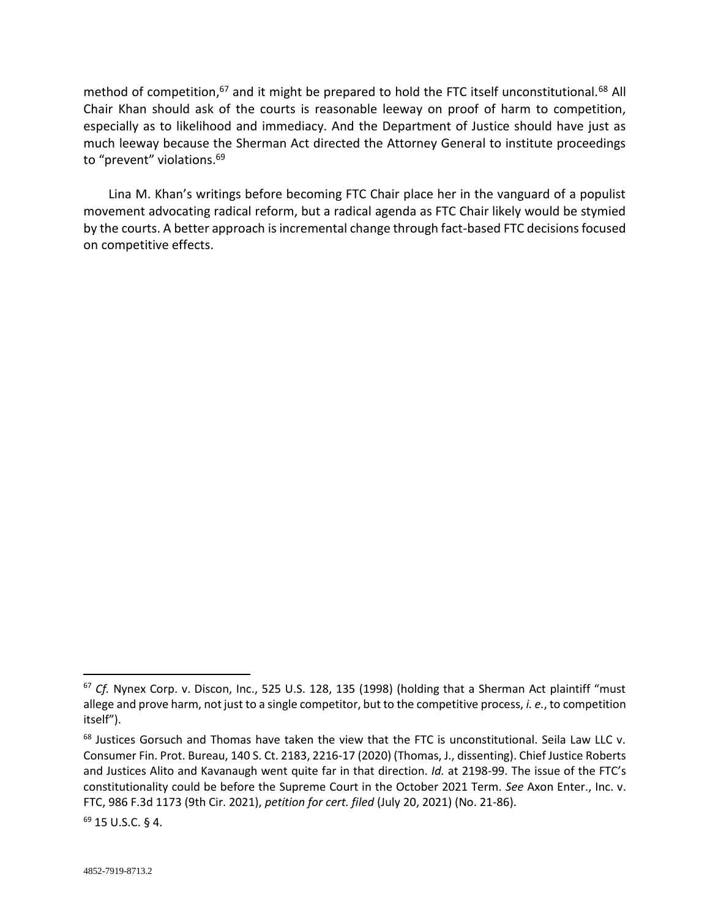method of competition,[67] and it might be prepared to hold the FTC itself unconstitutional.[68] All Chair Khan should ask of the courts is reasonable leeway on proof of harm to competition, especially as to likelihood and immediacy. And the Department of Justice should have just as much leeway because the Sherman Act directed the Attorney General to institute proceedings to "prevent" violations.[69]

Lina M. Khan's writings before becoming FTC Chair place her in the vanguard of a populist movement advocating radical reform, but a radical agenda as FTC Chair likely would be stymied by the courts. A better approach is incremental change through fact-based FTC decisions focused on competitive effects.

---

[67] *Cf.* Nynex Corp. v. Discon, Inc., 525 U.S. 128, 135 (1998) (holding that a Sherman Act plaintiff "must allege and prove harm, not just to a single competitor, but to the competitive process, *i. e.*, to competition itself").

[68] Justices Gorsuch and Thomas have taken the view that the FTC is unconstitutional. Seila Law LLC v. Consumer Fin. Prot. Bureau, 140 S. Ct. 2183, 2216-17 (2020) (Thomas, J., dissenting). Chief Justice Roberts and Justices Alito and Kavanaugh went quite far in that direction. *Id.* at 2198-99. The issue of the FTC's constitutionality could be before the Supreme Court in the October 2021 Term. *See* Axon Enter., Inc. v. FTC, 986 F.3d 1173 (9th Cir. 2021), *petition for cert. filed* (July 20, 2021) (No. 21-86).

[69] 15 U.S.C. § 4.

4852-7919-8713.2